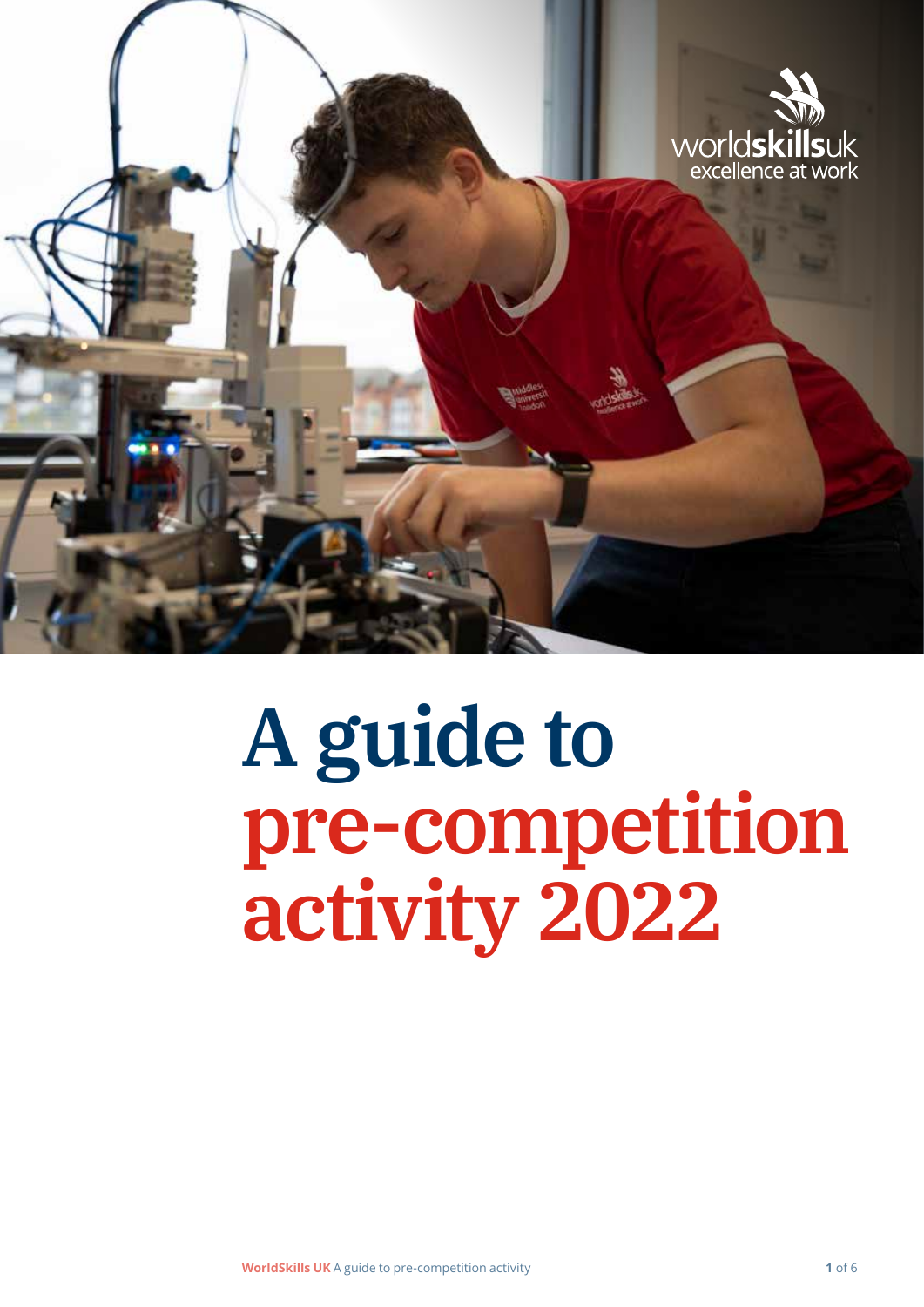# A guide to pre-competition activity 2022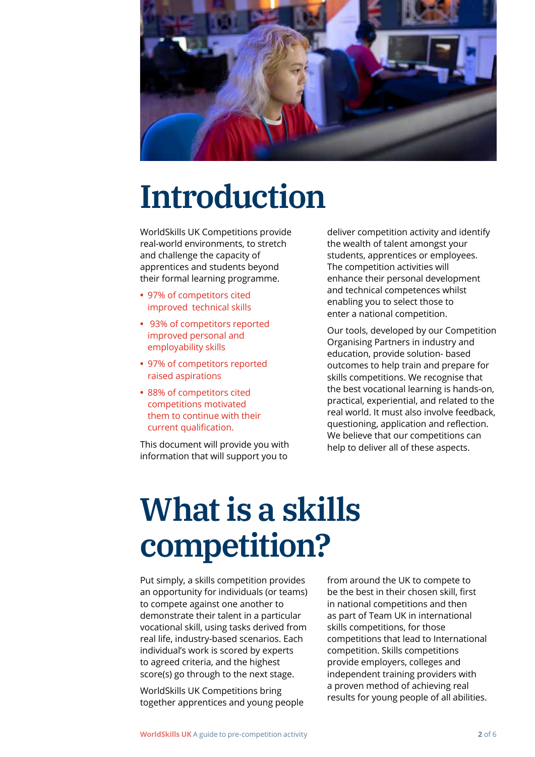# Introduction

WorldSkills UK Competitions provide real-world environments, to stretch and challenge the capacity of apprentices and students beyond their formal learning programme.

- 97% of competitors cited improved technical skills
- 93% of competitors reported improved personal and employability skills
- 97% of competitors reported raised aspirations
- 88% of competitors cited competitions motivated them to continue with their current qualification.

This document will provide you with information that will support you to deliver competition activity and identify the wealth of talent amongst your students, apprentices or employees. The competition activities will enhance their personal development and technical competences whilst enabling you to select those to enter a national competition.

Our tools, developed by our Competition Organising Partners in industry and education, provide solution- based outcomes to help train and prepare for skills competitions. We recognise that the best vocational learning is hands-on, practical, experiential, and related to the real world. It must also involve feedback, questioning, application and reflection. We believe that our competitions can help to deliver all of these aspects.

# What is a skills competition?

Put simply, a skills competition provides an opportunity for individuals (or teams) to compete against one another to demonstrate their talent in a particular vocational skill, using tasks derived from real life, industry-based scenarios. Each individual's work is scored by experts to agreed criteria, and the highest score(s) go through to the next stage.

WorldSkills UK Competitions bring together apprentices and young people from around the UK to compete to be the best in their chosen skill, first in national competitions and then as part of Team UK in international skills competitions, for those competitions that lead to International competition. Skills competitions provide employers, colleges and independent training providers with a proven method of achieving real results for young people of all abilities.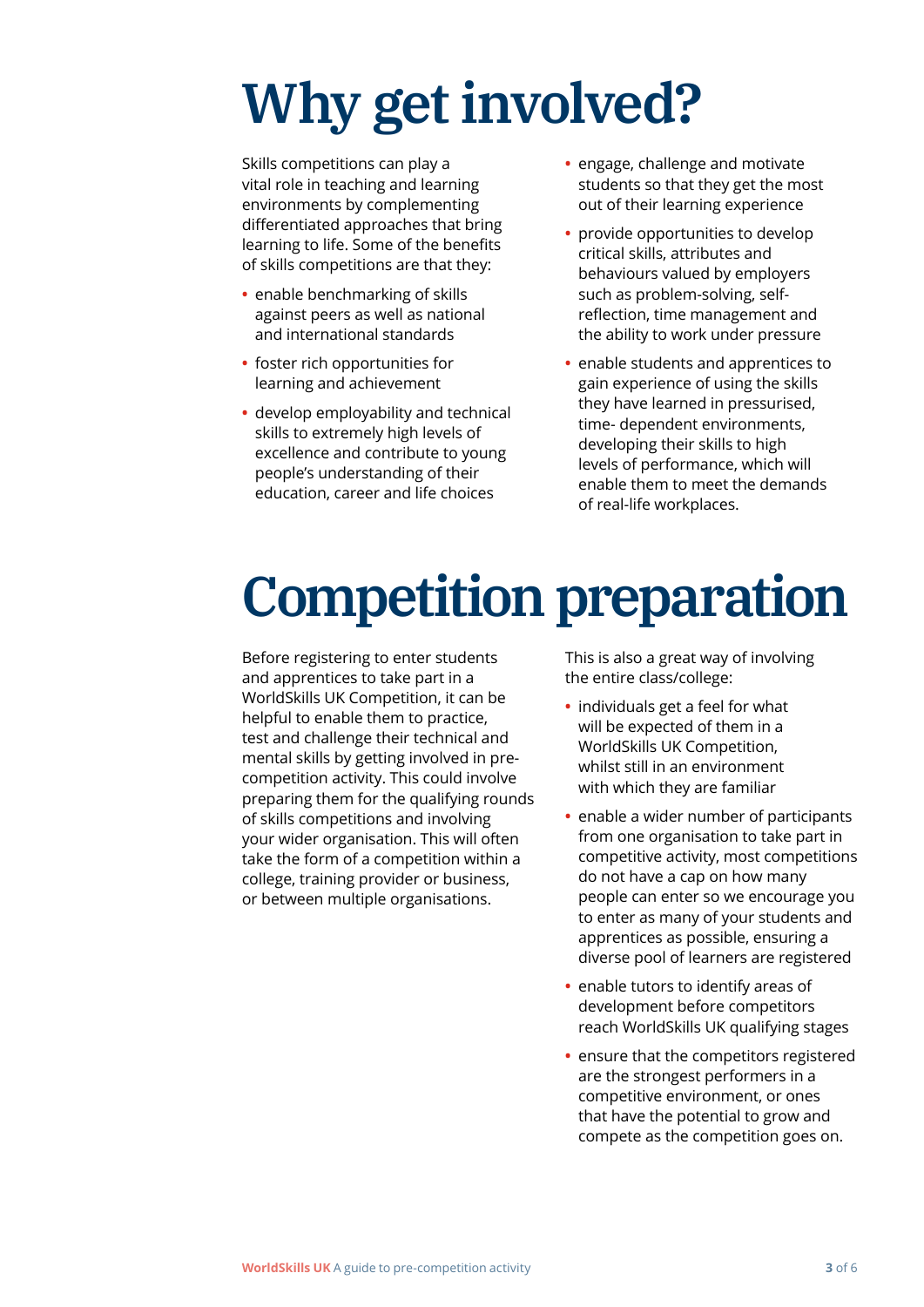# Why get involved?

Skills competitions can play a vital role in teaching and learning environments by complementing differentiated approaches that bring learning to life. Some of the benefits of skills competitions are that they:

- enable benchmarking of skills against peers as well as national and international standards
- foster rich opportunities for learning and achievement
- develop employability and technical skills to extremely high levels of excellence and contribute to young people's understanding of their education, career and life choices
- engage, challenge and motivate students so that they get the most out of their learning experience
- provide opportunities to develop critical skills, attributes and behaviours valued by employers such as problem-solving, self-reflection, time management and the ability to work under pressure
- enable students and apprentices to gain experience of using the skills they have learned in pressurised, time- dependent environments, developing their skills to high levels of performance, which will enable them to meet the demands of real-life workplaces.

# Competition preparation

Before registering to enter students and apprentices to take part in a WorldSkills UK Competition, it can be helpful to enable them to practice, test and challenge their technical and mental skills by getting involved in pre-competition activity. This could involve preparing them for the qualifying rounds of skills competitions and involving your wider organisation. This will often take the form of a competition within a college, training provider or business, or between multiple organisations.

This is also a great way of involving the entire class/college:

- individuals get a feel for what will be expected of them in a WorldSkills UK Competition, whilst still in an environment with which they are familiar
- enable a wider number of participants from one organisation to take part in competitive activity, most competitions do not have a cap on how many people can enter so we encourage you to enter as many of your students and apprentices as possible, ensuring a diverse pool of learners are registered
- enable tutors to identify areas of development before competitors reach WorldSkills UK qualifying stages
- ensure that the competitors registered are the strongest performers in a competitive environment, or ones that have the potential to grow and compete as the competition goes on.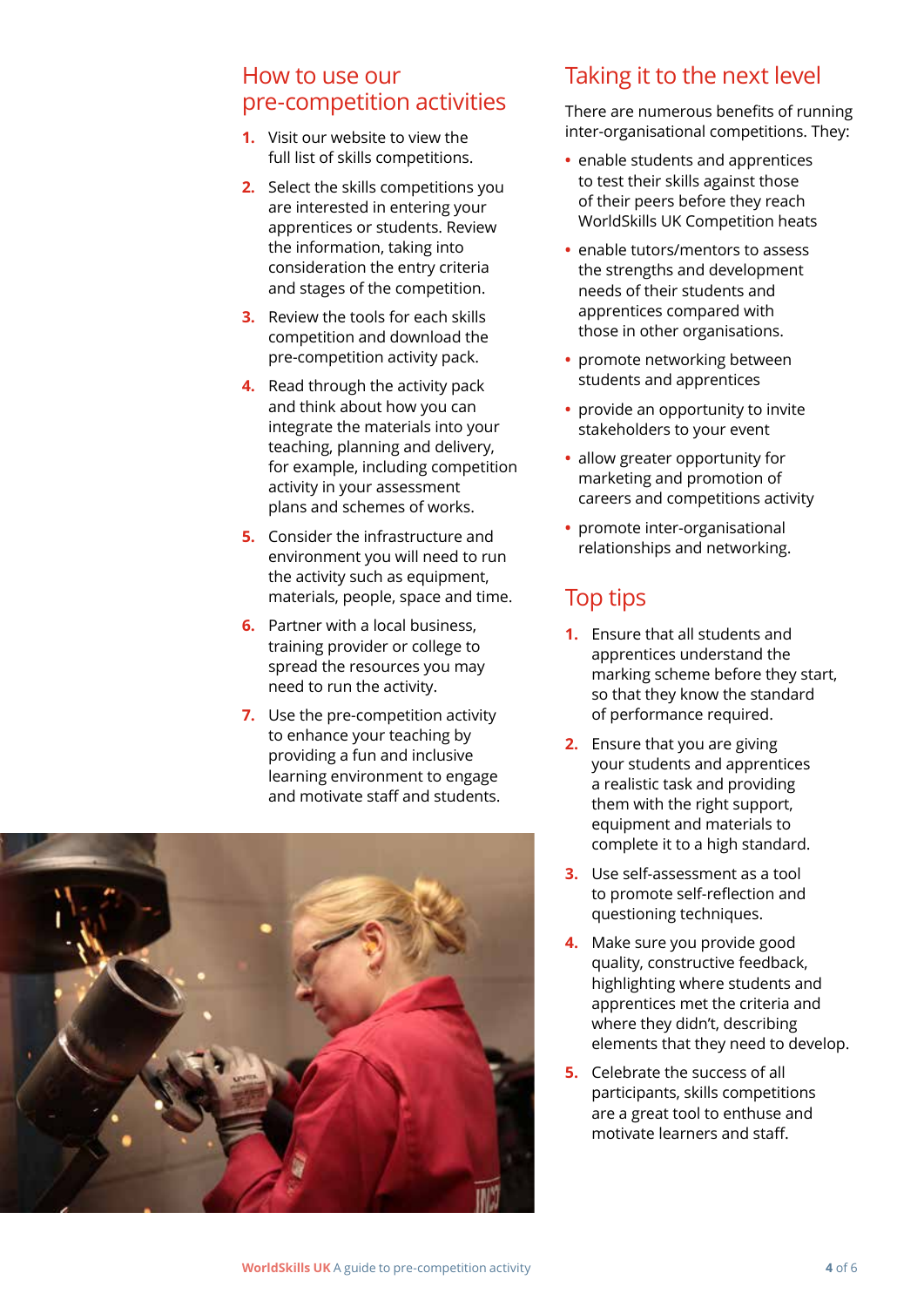## How to use our pre-competition activities

1. Visit our website to view the full list of skills competitions.
2. Select the skills competitions you are interested in entering your apprentices or students. Review the information, taking into consideration the entry criteria and stages of the competition.
3. Review the tools for each skills competition and download the pre-competition activity pack.
4. Read through the activity pack and think about how you can integrate the materials into your teaching, planning and delivery, for example, including competition activity in your assessment plans and schemes of works.
5. Consider the infrastructure and environment you will need to run the activity such as equipment, materials, people, space and time.
6. Partner with a local business, training provider or college to spread the resources you may need to run the activity.
7. Use the pre-competition activity to enhance your teaching by providing a fun and inclusive learning environment to engage and motivate staff and students.

## Taking it to the next level

There are numerous benefits of running inter-organisational competitions. They:

- enable students and apprentices to test their skills against those of their peers before they reach WorldSkills UK Competition heats
- enable tutors/mentors to assess the strengths and development needs of their students and apprentices compared with those in other organisations.
- promote networking between students and apprentices
- provide an opportunity to invite stakeholders to your event
- allow greater opportunity for marketing and promotion of careers and competitions activity
- promote inter-organisational relationships and networking.

## Top tips

1. Ensure that all students and apprentices understand the marking scheme before they start, so that they know the standard of performance required.
2. Ensure that you are giving your students and apprentices a realistic task and providing them with the right support, equipment and materials to complete it to a high standard.
3. Use self-assessment as a tool to promote self-reflection and questioning techniques.
4. Make sure you provide good quality, constructive feedback, highlighting where students and apprentices met the criteria and where they didn't, describing elements that they need to develop.
5. Celebrate the success of all participants, skills competitions are a great tool to enthuse and motivate learners and staff.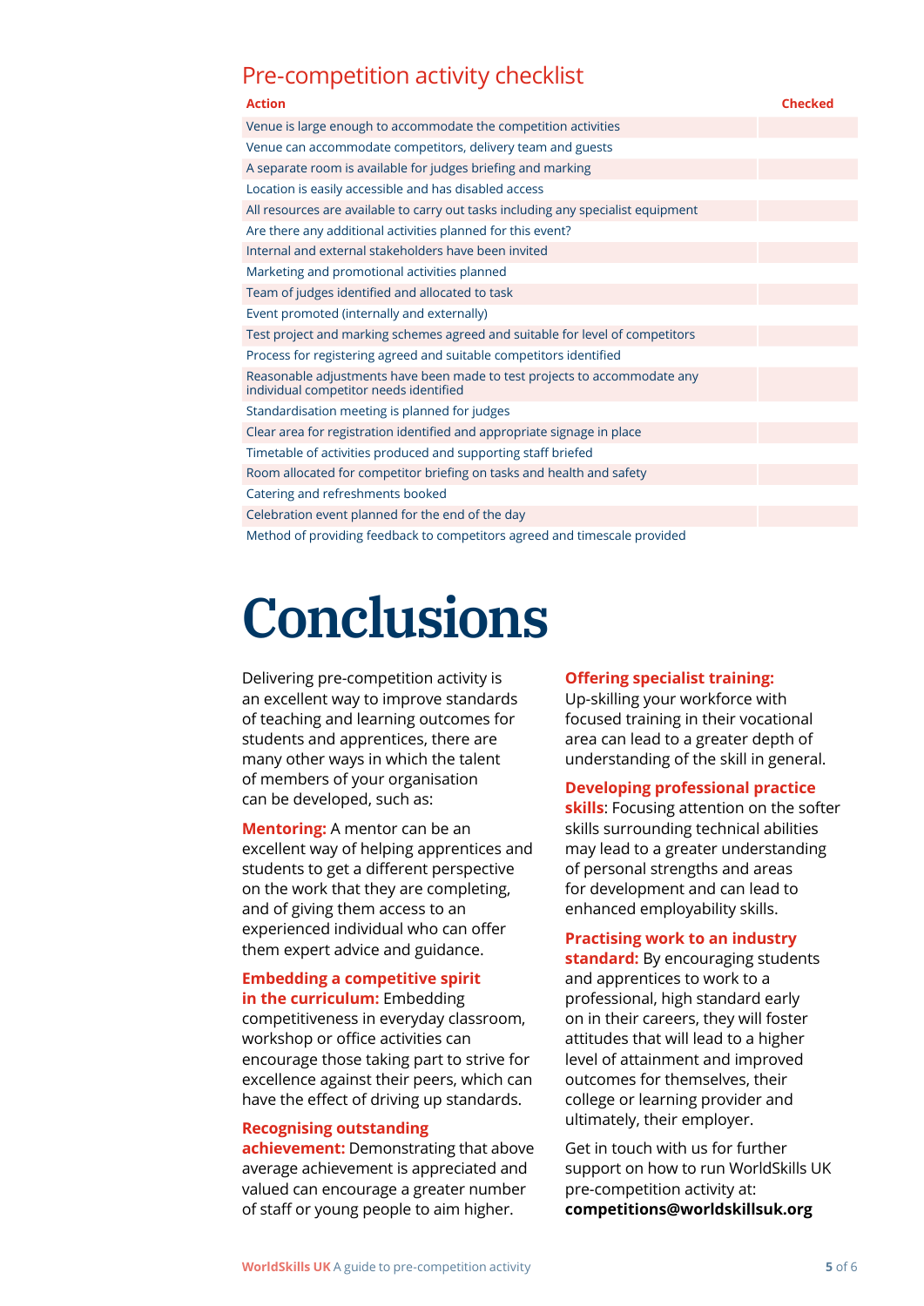## Pre-competition activity checklist

| Action | Checked |
| --- | --- |
| Venue is large enough to accommodate the competition activities | |
| Venue can accommodate competitors, delivery team and guests | |
| A separate room is available for judges briefing and marking | |
| Location is easily accessible and has disabled access | |
| All resources are available to carry out tasks including any specialist equipment | |
| Are there any additional activities planned for this event? | |
| Internal and external stakeholders have been invited | |
| Marketing and promotional activities planned | |
| Team of judges identified and allocated to task | |
| Event promoted (internally and externally) | |
| Test project and marking schemes agreed and suitable for level of competitors | |
| Process for registering agreed and suitable competitors identified | |
| Reasonable adjustments have been made to test projects to accommodate any individual competitor needs identified | |
| Standardisation meeting is planned for judges | |
| Clear area for registration identified and appropriate signage in place | |
| Timetable of activities produced and supporting staff briefed | |
| Room allocated for competitor briefing on tasks and health and safety | |
| Catering and refreshments booked | |
| Celebration event planned for the end of the day | |
| Method of providing feedback to competitors agreed and timescale provided | |

# Conclusions

Delivering pre-competition activity is an excellent way to improve standards of teaching and learning outcomes for students and apprentices, there are many other ways in which the talent of members of your organisation can be developed, such as:

**Mentoring:** A mentor can be an excellent way of helping apprentices and students to get a different perspective on the work that they are completing, and of giving them access to an experienced individual who can offer them expert advice and guidance.

**Embedding a competitive spirit in the curriculum:** Embedding competitiveness in everyday classroom, workshop or office activities can encourage those taking part to strive for excellence against their peers, which can have the effect of driving up standards.

**Recognising outstanding achievement:** Demonstrating that above average achievement is appreciated and valued can encourage a greater number of staff or young people to aim higher.

**Offering specialist training:** Up-skilling your workforce with focused training in their vocational area can lead to a greater depth of understanding of the skill in general.

**Developing professional practice skills**: Focusing attention on the softer skills surrounding technical abilities may lead to a greater understanding of personal strengths and areas for development and can lead to enhanced employability skills.

**Practising work to an industry standard:** By encouraging students and apprentices to work to a professional, high standard early on in their careers, they will foster attitudes that will lead to a higher level of attainment and improved outcomes for themselves, their college or learning provider and ultimately, their employer.

Get in touch with us for further support on how to run WorldSkills UK pre-competition activity at: **competitions@worldskillsuk.org**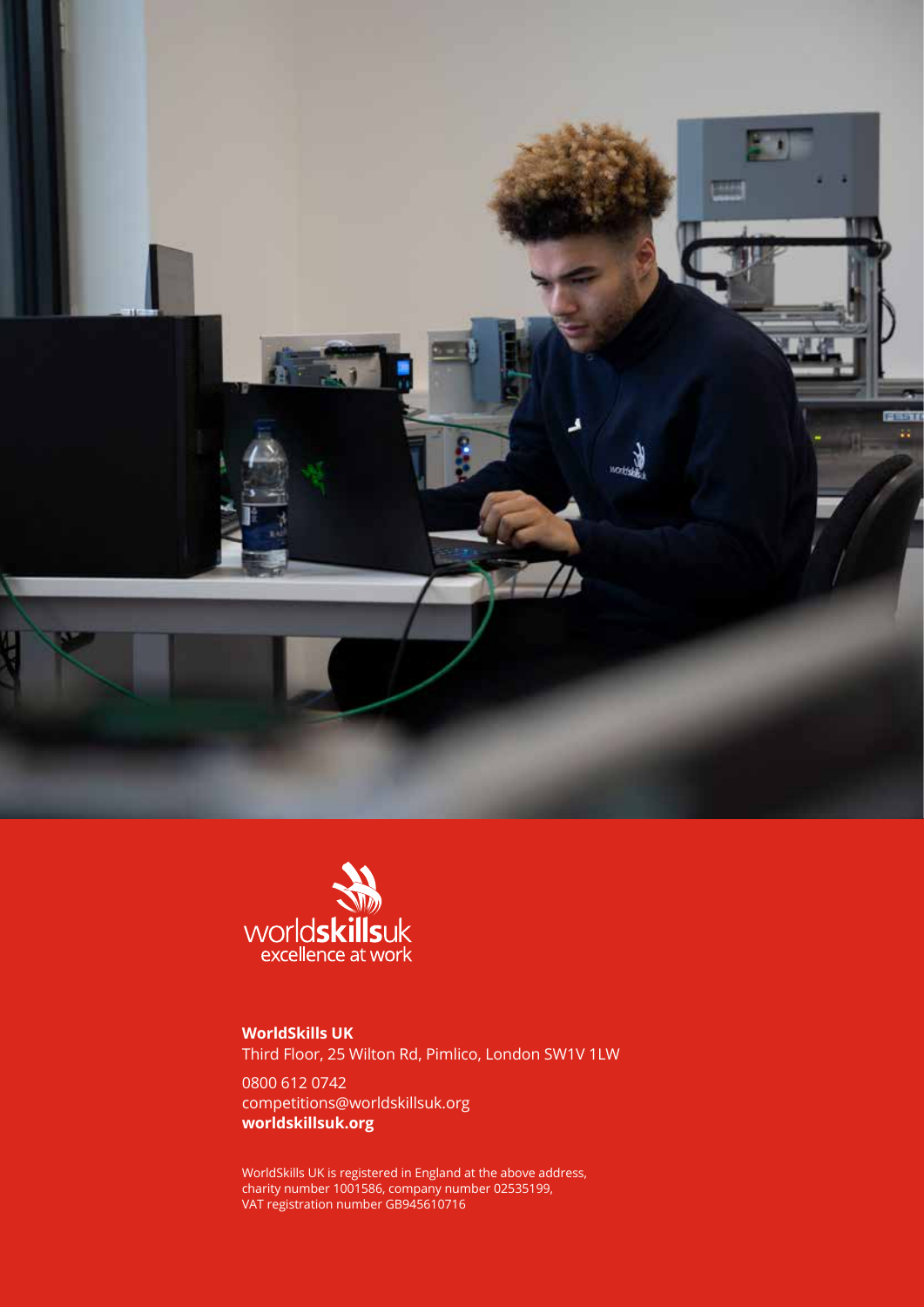worldskillsuk
excellence at work

**WorldSkills UK**
Third Floor, 25 Wilton Rd, Pimlico, London SW1V 1LW

0800 612 0742
competitions@worldskillsuk.org
**worldskillsuk.org**

WorldSkills UK is registered in England at the above address, charity number 1001586, company number 02535199, VAT registration number GB945610716